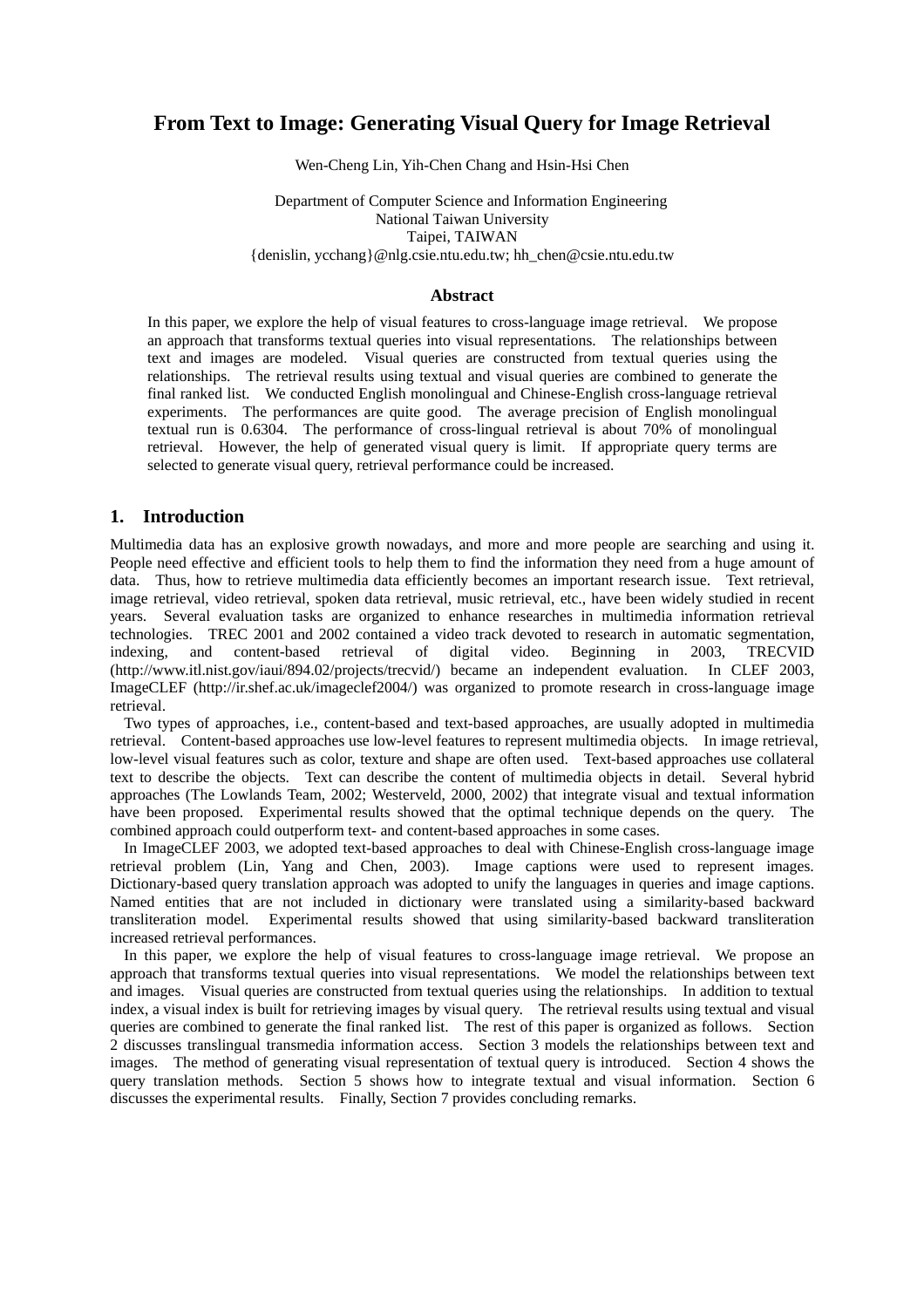# From Text to Image: Generating Visual Query for Image Retrieval

Wen-Cheng Lin, Yih-Chen Chang and Hsin-Hsi Chen

Department of Computer Science and Information Engineering
National Taiwan University
Taipei, TAIWAN
{denislin, ycchang}@nlg.csie.ntu.edu.tw; hh_chen@csie.ntu.edu.tw

## Abstract

In this paper, we explore the help of visual features to cross-language image retrieval. We propose an approach that transforms textual queries into visual representations. The relationships between text and images are modeled. Visual queries are constructed from textual queries using the relationships. The retrieval results using textual and visual queries are combined to generate the final ranked list. We conducted English monolingual and Chinese-English cross-language retrieval experiments. The performances are quite good. The average precision of English monolingual textual run is 0.6304. The performance of cross-lingual retrieval is about 70% of monolingual retrieval. However, the help of generated visual query is limit. If appropriate query terms are selected to generate visual query, retrieval performance could be increased.

## 1. Introduction

Multimedia data has an explosive growth nowadays, and more and more people are searching and using it. People need effective and efficient tools to help them to find the information they need from a huge amount of data. Thus, how to retrieve multimedia data efficiently becomes an important research issue. Text retrieval, image retrieval, video retrieval, spoken data retrieval, music retrieval, etc., have been widely studied in recent years. Several evaluation tasks are organized to enhance researches in multimedia information retrieval technologies. TREC 2001 and 2002 contained a video track devoted to research in automatic segmentation, indexing, and content-based retrieval of digital video. Beginning in 2003, TRECVID (http://www.itl.nist.gov/iaui/894.02/projects/trecvid/) became an independent evaluation. In CLEF 2003, ImageCLEF (http://ir.shef.ac.uk/imageclef2004/) was organized to promote research in cross-language image retrieval.

Two types of approaches, i.e., content-based and text-based approaches, are usually adopted in multimedia retrieval. Content-based approaches use low-level features to represent multimedia objects. In image retrieval, low-level visual features such as color, texture and shape are often used. Text-based approaches use collateral text to describe the objects. Text can describe the content of multimedia objects in detail. Several hybrid approaches (The Lowlands Team, 2002; Westerveld, 2000, 2002) that integrate visual and textual information have been proposed. Experimental results showed that the optimal technique depends on the query. The combined approach could outperform text- and content-based approaches in some cases.

In ImageCLEF 2003, we adopted text-based approaches to deal with Chinese-English cross-language image retrieval problem (Lin, Yang and Chen, 2003). Image captions were used to represent images. Dictionary-based query translation approach was adopted to unify the languages in queries and image captions. Named entities that are not included in dictionary were translated using a similarity-based backward transliteration model. Experimental results showed that using similarity-based backward transliteration increased retrieval performances.

In this paper, we explore the help of visual features to cross-language image retrieval. We propose an approach that transforms textual queries into visual representations. We model the relationships between text and images. Visual queries are constructed from textual queries using the relationships. In addition to textual index, a visual index is built for retrieving images by visual query. The retrieval results using textual and visual queries are combined to generate the final ranked list. The rest of this paper is organized as follows. Section 2 discusses translingual transmedia information access. Section 3 models the relationships between text and images. The method of generating visual representation of textual query is introduced. Section 4 shows the query translation methods. Section 5 shows how to integrate textual and visual information. Section 6 discusses the experimental results. Finally, Section 7 provides concluding remarks.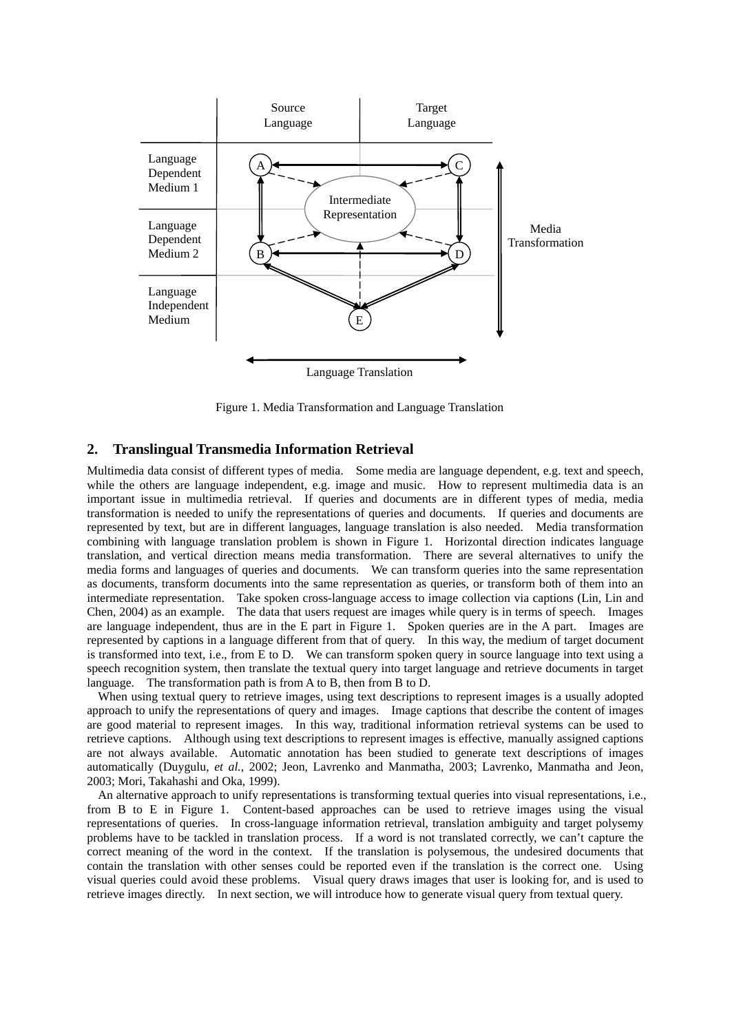Figure 1. Media Transformation and Language Translation

## 2. Translingual Transmedia Information Retrieval

Multimedia data consist of different types of media. Some media are language dependent, e.g. text and speech, while the others are language independent, e.g. image and music. How to represent multimedia data is an important issue in multimedia retrieval. If queries and documents are in different types of media, media transformation is needed to unify the representations of queries and documents. If queries and documents are represented by text, but are in different languages, language translation is also needed. Media transformation combining with language translation problem is shown in Figure 1. Horizontal direction indicates language translation, and vertical direction means media transformation. There are several alternatives to unify the media forms and languages of queries and documents. We can transform queries into the same representation as documents, transform documents into the same representation as queries, or transform both of them into an intermediate representation. Take spoken cross-language access to image collection via captions (Lin, Lin and Chen, 2004) as an example. The data that users request are images while query is in terms of speech. Images are language independent, thus are in the E part in Figure 1. Spoken queries are in the A part. Images are represented by captions in a language different from that of query. In this way, the medium of target document is transformed into text, i.e., from E to D. We can transform spoken query in source language into text using a speech recognition system, then translate the textual query into target language and retrieve documents in target language. The transformation path is from A to B, then from B to D.

When using textual query to retrieve images, using text descriptions to represent images is a usually adopted approach to unify the representations of query and images. Image captions that describe the content of images are good material to represent images. In this way, traditional information retrieval systems can be used to retrieve captions. Although using text descriptions to represent images is effective, manually assigned captions are not always available. Automatic annotation has been studied to generate text descriptions of images automatically (Duygulu, *et al.*, 2002; Jeon, Lavrenko and Manmatha, 2003; Lavrenko, Manmatha and Jeon, 2003; Mori, Takahashi and Oka, 1999).

An alternative approach to unify representations is transforming textual queries into visual representations, i.e., from B to E in Figure 1. Content-based approaches can be used to retrieve images using the visual representations of queries. In cross-language information retrieval, translation ambiguity and target polysemy problems have to be tackled in translation process. If a word is not translated correctly, we can't capture the correct meaning of the word in the context. If the translation is polysemous, the undesired documents that contain the translation with other senses could be reported even if the translation is the correct one. Using visual queries could avoid these problems. Visual query draws images that user is looking for, and is used to retrieve images directly. In next section, we will introduce how to generate visual query from textual query.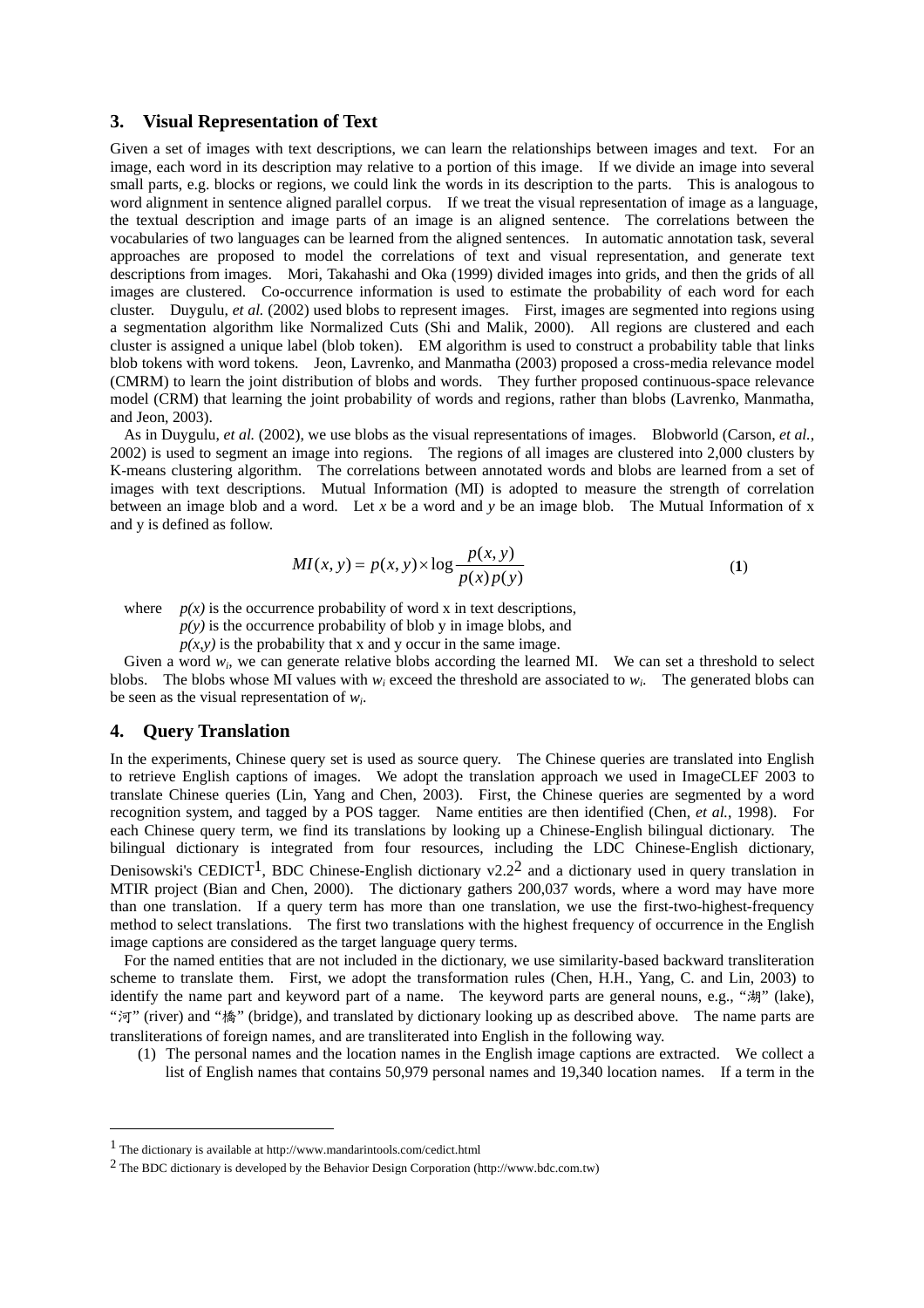## 3. Visual Representation of Text

Given a set of images with text descriptions, we can learn the relationships between images and text. For an image, each word in its description may relative to a portion of this image. If we divide an image into several small parts, e.g. blocks or regions, we could link the words in its description to the parts. This is analogous to word alignment in sentence aligned parallel corpus. If we treat the visual representation of image as a language, the textual description and image parts of an image is an aligned sentence. The correlations between the vocabularies of two languages can be learned from the aligned sentences. In automatic annotation task, several approaches are proposed to model the correlations of text and visual representation, and generate text descriptions from images. Mori, Takahashi and Oka (1999) divided images into grids, and then the grids of all images are clustered. Co-occurrence information is used to estimate the probability of each word for each cluster. Duygulu, *et al.* (2002) used blobs to represent images. First, images are segmented into regions using a segmentation algorithm like Normalized Cuts (Shi and Malik, 2000). All regions are clustered and each cluster is assigned a unique label (blob token). EM algorithm is used to construct a probability table that links blob tokens with word tokens. Jeon, Lavrenko, and Manmatha (2003) proposed a cross-media relevance model (CMRM) to learn the joint distribution of blobs and words. They further proposed continuous-space relevance model (CRM) that learning the joint probability of words and regions, rather than blobs (Lavrenko, Manmatha, and Jeon, 2003).

As in Duygulu, *et al.* (2002), we use blobs as the visual representations of images. Blobworld (Carson, *et al.*, 2002) is used to segment an image into regions. The regions of all images are clustered into 2,000 clusters by K-means clustering algorithm. The correlations between annotated words and blobs are learned from a set of images with text descriptions. Mutual Information (MI) is adopted to measure the strength of correlation between an image blob and a word. Let $x$ be a word and $y$ be an image blob. The Mutual Information of x and y is defined as follow.

$$MI(x, y) = p(x, y) \times \log \frac{p(x, y)}{p(x)p(y)} \tag{1}$$

where $p(x)$ is the occurrence probability of word x in text descriptions,
$p(y)$ is the occurrence probability of blob y in image blobs, and
$p(x,y)$ is the probability that x and y occur in the same image.

Given a word $w_i$, we can generate relative blobs according the learned MI. We can set a threshold to select blobs. The blobs whose MI values with $w_i$ exceed the threshold are associated to $w_i$. The generated blobs can be seen as the visual representation of $w_i$.

## 4. Query Translation

In the experiments, Chinese query set is used as source query. The Chinese queries are translated into English to retrieve English captions of images. We adopt the translation approach we used in ImageCLEF 2003 to translate Chinese queries (Lin, Yang and Chen, 2003). First, the Chinese queries are segmented by a word recognition system, and tagged by a POS tagger. Name entities are then identified (Chen, *et al.*, 1998). For each Chinese query term, we find its translations by looking up a Chinese-English bilingual dictionary. The bilingual dictionary is integrated from four resources, including the LDC Chinese-English dictionary, Denisowski's CEDICT[1], BDC Chinese-English dictionary v2.2[2] and a dictionary used in query translation in MTIR project (Bian and Chen, 2000). The dictionary gathers 200,037 words, where a word may have more than one translation. If a query term has more than one translation, we use the first-two-highest-frequency method to select translations. The first two translations with the highest frequency of occurrence in the English image captions are considered as the target language query terms.

For the named entities that are not included in the dictionary, we use similarity-based backward transliteration scheme to translate them. First, we adopt the transformation rules (Chen, H.H., Yang, C. and Lin, 2003) to identify the name part and keyword part of a name. The keyword parts are general nouns, e.g., "湖" (lake), "河" (river) and "橋" (bridge), and translated by dictionary looking up as described above. The name parts are transliterations of foreign names, and are transliterated into English in the following way.

(1) The personal names and the location names in the English image captions are extracted. We collect a list of English names that contains 50,979 personal names and 19,340 location names. If a term in the

---

[1] The dictionary is available at http://www.mandarintools.com/cedict.html

[2] The BDC dictionary is developed by the Behavior Design Corporation (http://www.bdc.com.tw)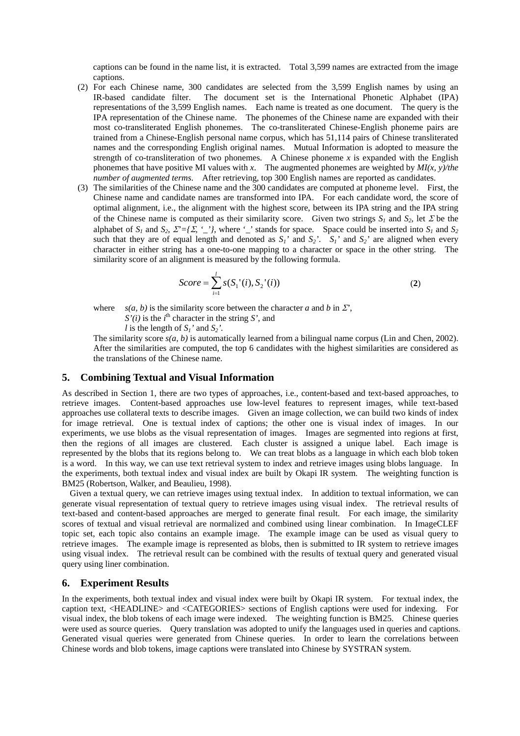captions can be found in the name list, it is extracted. Total 3,599 names are extracted from the image captions.

(2) For each Chinese name, 300 candidates are selected from the 3,599 English names by using an IR-based candidate filter. The document set is the International Phonetic Alphabet (IPA) representations of the 3,599 English names. Each name is treated as one document. The query is the IPA representation of the Chinese name. The phonemes of the Chinese name are expanded with their most co-transliterated English phonemes. The co-transliterated Chinese-English phoneme pairs are trained from a Chinese-English personal name corpus, which has 51,114 pairs of Chinese transliterated names and the corresponding English original names. Mutual Information is adopted to measure the strength of co-transliteration of two phonemes. A Chinese phoneme $x$ is expanded with the English phonemes that have positive MI values with $x$. The augmented phonemes are weighted by *MI(x, y)/the number of augmented terms*. After retrieving, top 300 English names are reported as candidates.

(3) The similarities of the Chinese name and the 300 candidates are computed at phoneme level. First, the Chinese name and candidate names are transformed into IPA. For each candidate word, the score of optimal alignment, i.e., the alignment with the highest score, between its IPA string and the IPA string of the Chinese name is computed as their similarity score. Given two strings $S_1$ and $S_2$, let $\Sigma$ be the alphabet of $S_1$ and $S_2$, $\Sigma' = \{\Sigma, \text{'\_'}\}$, where '_' stands for space. Space could be inserted into $S_1$ and $S_2$ such that they are of equal length and denoted as $S_1'$ and $S_2'$. $S_1'$ and $S_2'$ are aligned when every character in either string has a one-to-one mapping to a character or space in the other string. The similarity score of an alignment is measured by the following formula.

$$Score = \sum_{i=1}^{l} s(S_1'(i), S_2'(i)) \qquad (2)$$

where $s(a, b)$ is the similarity score between the character $a$ and $b$ in $\Sigma'$,
$S'(i)$ is the $i^{th}$ character in the string $S'$, and
$l$ is the length of $S_1'$ and $S_2'$.

The similarity score $s(a, b)$ is automatically learned from a bilingual name corpus (Lin and Chen, 2002). After the similarities are computed, the top 6 candidates with the highest similarities are considered as the translations of the Chinese name.

## 5. Combining Textual and Visual Information

As described in Section 1, there are two types of approaches, i.e., content-based and text-based approaches, to retrieve images. Content-based approaches use low-level features to represent images, while text-based approaches use collateral texts to describe images. Given an image collection, we can build two kinds of index for image retrieval. One is textual index of captions; the other one is visual index of images. In our experiments, we use blobs as the visual representation of images. Images are segmented into regions at first, then the regions of all images are clustered. Each cluster is assigned a unique label. Each image is represented by the blobs that its regions belong to. We can treat blobs as a language in which each blob token is a word. In this way, we can use text retrieval system to index and retrieve images using blobs language. In the experiments, both textual index and visual index are built by Okapi IR system. The weighting function is BM25 (Robertson, Walker, and Beaulieu, 1998).

Given a textual query, we can retrieve images using textual index. In addition to textual information, we can generate visual representation of textual query to retrieve images using visual index. The retrieval results of text-based and content-based approaches are merged to generate final result. For each image, the similarity scores of textual and visual retrieval are normalized and combined using linear combination. In ImageCLEF topic set, each topic also contains an example image. The example image can be used as visual query to retrieve images. The example image is represented as blobs, then is submitted to IR system to retrieve images using visual index. The retrieval result can be combined with the results of textual query and generated visual query using liner combination.

## 6. Experiment Results

In the experiments, both textual index and visual index were built by Okapi IR system. For textual index, the caption text, <HEADLINE> and <CATEGORIES> sections of English captions were used for indexing. For visual index, the blob tokens of each image were indexed. The weighting function is BM25. Chinese queries were used as source queries. Query translation was adopted to unify the languages used in queries and captions. Generated visual queries were generated from Chinese queries. In order to learn the correlations between Chinese words and blob tokens, image captions were translated into Chinese by SYSTRAN system.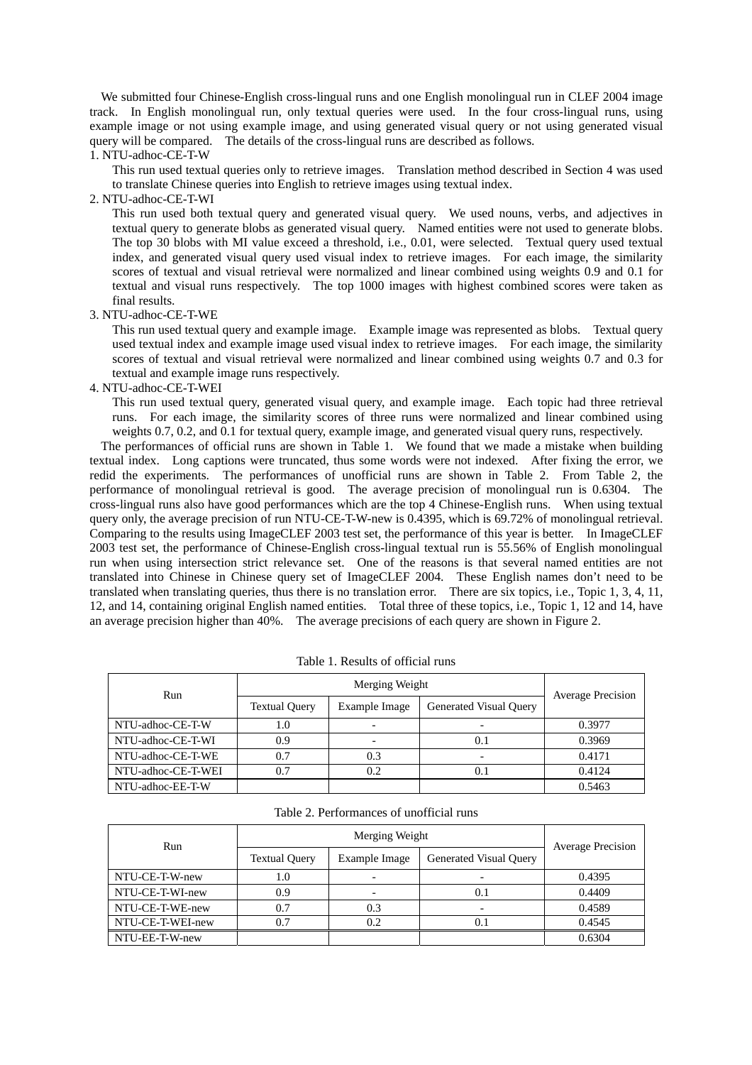We submitted four Chinese-English cross-lingual runs and one English monolingual run in CLEF 2004 image track. In English monolingual run, only textual queries were used. In the four cross-lingual runs, using example image or not using example image, and using generated visual query or not using generated visual query will be compared. The details of the cross-lingual runs are described as follows.

1. NTU-adhoc-CE-T-W

   This run used textual queries only to retrieve images. Translation method described in Section 4 was used to translate Chinese queries into English to retrieve images using textual index.

2. NTU-adhoc-CE-T-WI

   This run used both textual query and generated visual query. We used nouns, verbs, and adjectives in textual query to generate blobs as generated visual query. Named entities were not used to generate blobs. The top 30 blobs with MI value exceed a threshold, i.e., 0.01, were selected. Textual query used textual index, and generated visual query used visual index to retrieve images. For each image, the similarity scores of textual and visual retrieval were normalized and linear combined using weights 0.9 and 0.1 for textual and visual runs respectively. The top 1000 images with highest combined scores were taken as final results.

3. NTU-adhoc-CE-T-WE

   This run used textual query and example image. Example image was represented as blobs. Textual query used textual index and example image used visual index to retrieve images. For each image, the similarity scores of textual and visual retrieval were normalized and linear combined using weights 0.7 and 0.3 for textual and example image runs respectively.

4. NTU-adhoc-CE-T-WEI

   This run used textual query, generated visual query, and example image. Each topic had three retrieval runs. For each image, the similarity scores of three runs were normalized and linear combined using weights 0.7, 0.2, and 0.1 for textual query, example image, and generated visual query runs, respectively.

The performances of official runs are shown in Table 1. We found that we made a mistake when building textual index. Long captions were truncated, thus some words were not indexed. After fixing the error, we redid the experiments. The performances of unofficial runs are shown in Table 2. From Table 2, the performance of monolingual retrieval is good. The average precision of monolingual run is 0.6304. The cross-lingual runs also have good performances which are the top 4 Chinese-English runs. When using textual query only, the average precision of run NTU-CE-T-W-new is 0.4395, which is 69.72% of monolingual retrieval. Comparing to the results using ImageCLEF 2003 test set, the performance of this year is better. In ImageCLEF 2003 test set, the performance of Chinese-English cross-lingual textual run is 55.56% of English monolingual run when using intersection strict relevance set. One of the reasons is that several named entities are not translated into Chinese in Chinese query set of ImageCLEF 2004. These English names don't need to be translated when translating queries, thus there is no translation error. There are six topics, i.e., Topic 1, 3, 4, 11, 12, and 14, containing original English named entities. Total three of these topics, i.e., Topic 1, 12 and 14, have an average precision higher than 40%. The average precisions of each query are shown in Figure 2.

Table 1. Results of official runs

| Run | Merging Weight | | | Average Precision |
|---|---|---|---|---|
| | Textual Query | Example Image | Generated Visual Query | |
| NTU-adhoc-CE-T-W | 1.0 | - | - | 0.3977 |
| NTU-adhoc-CE-T-WI | 0.9 | - | 0.1 | 0.3969 |
| NTU-adhoc-CE-T-WE | 0.7 | 0.3 | - | 0.4171 |
| NTU-adhoc-CE-T-WEI | 0.7 | 0.2 | 0.1 | 0.4124 |
| NTU-adhoc-EE-T-W | | | | 0.5463 |

Table 2. Performances of unofficial runs

| Run | Merging Weight | | | Average Precision |
|---|---|---|---|---|
| | Textual Query | Example Image | Generated Visual Query | |
| NTU-CE-T-W-new | 1.0 | - | - | 0.4395 |
| NTU-CE-T-WI-new | 0.9 | - | 0.1 | 0.4409 |
| NTU-CE-T-WE-new | 0.7 | 0.3 | - | 0.4589 |
| NTU-CE-T-WEI-new | 0.7 | 0.2 | 0.1 | 0.4545 |
| NTU-EE-T-W-new | | | | 0.6304 |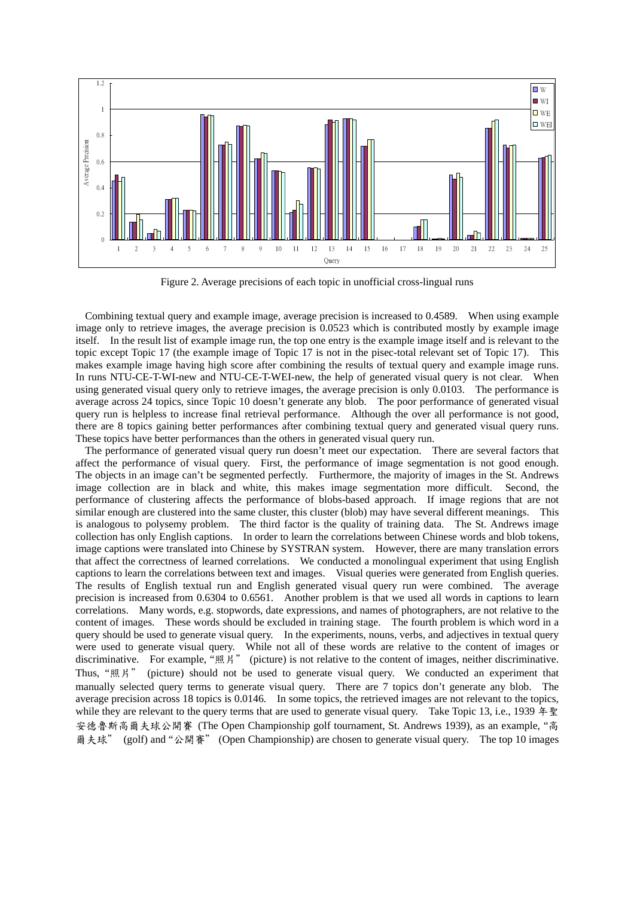Figure 2. Average precisions of each topic in unofficial cross-lingual runs

Combining textual query and example image, average precision is increased to 0.4589. When using example image only to retrieve images, the average precision is 0.0523 which is contributed mostly by example image itself. In the result list of example image run, the top one entry is the example image itself and is relevant to the topic except Topic 17 (the example image of Topic 17 is not in the pisec-total relevant set of Topic 17). This makes example image having high score after combining the results of textual query and example image runs. In runs NTU-CE-T-WI-new and NTU-CE-T-WEI-new, the help of generated visual query is not clear. When using generated visual query only to retrieve images, the average precision is only 0.0103. The performance is average across 24 topics, since Topic 10 doesn't generate any blob. The poor performance of generated visual query run is helpless to increase final retrieval performance. Although the over all performance is not good, there are 8 topics gaining better performances after combining textual query and generated visual query runs. These topics have better performances than the others in generated visual query run.

The performance of generated visual query run doesn't meet our expectation. There are several factors that affect the performance of visual query. First, the performance of image segmentation is not good enough. The objects in an image can't be segmented perfectly. Furthermore, the majority of images in the St. Andrews image collection are in black and white, this makes image segmentation more difficult. Second, the performance of clustering affects the performance of blobs-based approach. If image regions that are not similar enough are clustered into the same cluster, this cluster (blob) may have several different meanings. This is analogous to polysemy problem. The third factor is the quality of training data. The St. Andrews image collection has only English captions. In order to learn the correlations between Chinese words and blob tokens, image captions were translated into Chinese by SYSTRAN system. However, there are many translation errors that affect the correctness of learned correlations. We conducted a monolingual experiment that using English captions to learn the correlations between text and images. Visual queries were generated from English queries. The results of English textual run and English generated visual query run were combined. The average precision is increased from 0.6304 to 0.6561. Another problem is that we used all words in captions to learn correlations. Many words, e.g. stopwords, date expressions, and names of photographers, are not relative to the content of images. These words should be excluded in training stage. The fourth problem is which word in a query should be used to generate visual query. In the experiments, nouns, verbs, and adjectives in textual query were used to generate visual query. While not all of these words are relative to the content of images or discriminative. For example, "照片" (picture) is not relative to the content of images, neither discriminative. Thus, "照片" (picture) should not be used to generate visual query. We conducted an experiment that manually selected query terms to generate visual query. There are 7 topics don't generate any blob. The average precision across 18 topics is 0.0146. In some topics, the retrieved images are not relevant to the topics, while they are relevant to the query terms that are used to generate visual query. Take Topic 13, i.e., 1939 年聖安德魯斯高爾夫球公開賽 (The Open Championship golf tournament, St. Andrews 1939), as an example, "高爾夫球" (golf) and "公開賽" (Open Championship) are chosen to generate visual query. The top 10 images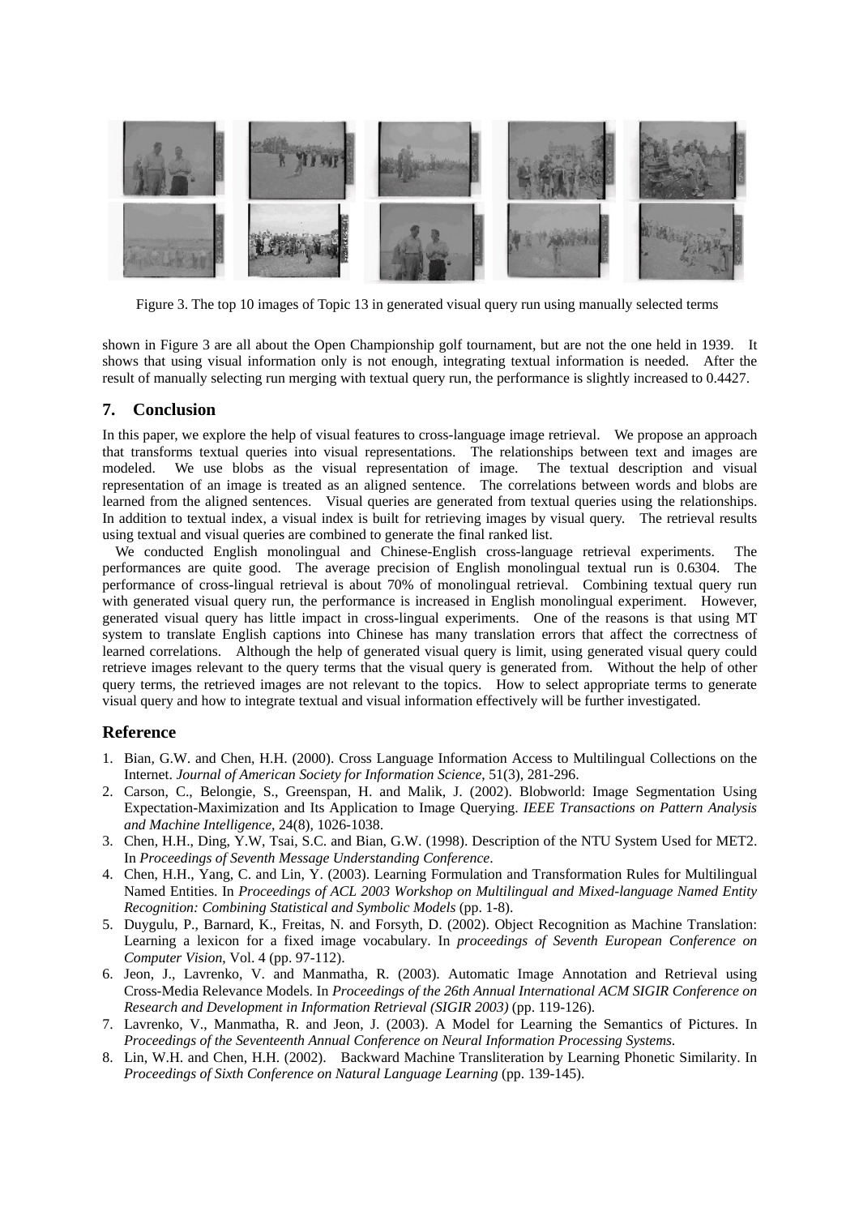Figure 3. The top 10 images of Topic 13 in generated visual query run using manually selected terms

shown in Figure 3 are all about the Open Championship golf tournament, but are not the one held in 1939. It shows that using visual information only is not enough, integrating textual information is needed. After the result of manually selecting run merging with textual query run, the performance is slightly increased to 0.4427.

## 7. Conclusion

In this paper, we explore the help of visual features to cross-language image retrieval. We propose an approach that transforms textual queries into visual representations. The relationships between text and images are modeled. We use blobs as the visual representation of image. The textual description and visual representation of an image is treated as an aligned sentence. The correlations between words and blobs are learned from the aligned sentences. Visual queries are generated from textual queries using the relationships. In addition to textual index, a visual index is built for retrieving images by visual query. The retrieval results using textual and visual queries are combined to generate the final ranked list.

We conducted English monolingual and Chinese-English cross-language retrieval experiments. The performances are quite good. The average precision of English monolingual textual run is 0.6304. The performance of cross-lingual retrieval is about 70% of monolingual retrieval. Combining textual query run with generated visual query run, the performance is increased in English monolingual experiment. However, generated visual query has little impact in cross-lingual experiments. One of the reasons is that using MT system to translate English captions into Chinese has many translation errors that affect the correctness of learned correlations. Although the help of generated visual query is limit, using generated visual query could retrieve images relevant to the query terms that the visual query is generated from. Without the help of other query terms, the retrieved images are not relevant to the topics. How to select appropriate terms to generate visual query and how to integrate textual and visual information effectively will be further investigated.

## Reference

1. Bian, G.W. and Chen, H.H. (2000). Cross Language Information Access to Multilingual Collections on the Internet. *Journal of American Society for Information Science*, 51(3), 281-296.
2. Carson, C., Belongie, S., Greenspan, H. and Malik, J. (2002). Blobworld: Image Segmentation Using Expectation-Maximization and Its Application to Image Querying. *IEEE Transactions on Pattern Analysis and Machine Intelligence*, 24(8), 1026-1038.
3. Chen, H.H., Ding, Y.W, Tsai, S.C. and Bian, G.W. (1998). Description of the NTU System Used for MET2. In *Proceedings of Seventh Message Understanding Conference*.
4. Chen, H.H., Yang, C. and Lin, Y. (2003). Learning Formulation and Transformation Rules for Multilingual Named Entities. In *Proceedings of ACL 2003 Workshop on Multilingual and Mixed-language Named Entity Recognition: Combining Statistical and Symbolic Models* (pp. 1-8).
5. Duygulu, P., Barnard, K., Freitas, N. and Forsyth, D. (2002). Object Recognition as Machine Translation: Learning a lexicon for a fixed image vocabulary. In *proceedings of Seventh European Conference on Computer Vision*, Vol. 4 (pp. 97-112).
6. Jeon, J., Lavrenko, V. and Manmatha, R. (2003). Automatic Image Annotation and Retrieval using Cross-Media Relevance Models. In *Proceedings of the 26th Annual International ACM SIGIR Conference on Research and Development in Information Retrieval (SIGIR 2003)* (pp. 119-126).
7. Lavrenko, V., Manmatha, R. and Jeon, J. (2003). A Model for Learning the Semantics of Pictures. In *Proceedings of the Seventeenth Annual Conference on Neural Information Processing Systems.*
8. Lin, W.H. and Chen, H.H. (2002). Backward Machine Transliteration by Learning Phonetic Similarity. In *Proceedings of Sixth Conference on Natural Language Learning* (pp. 139-145).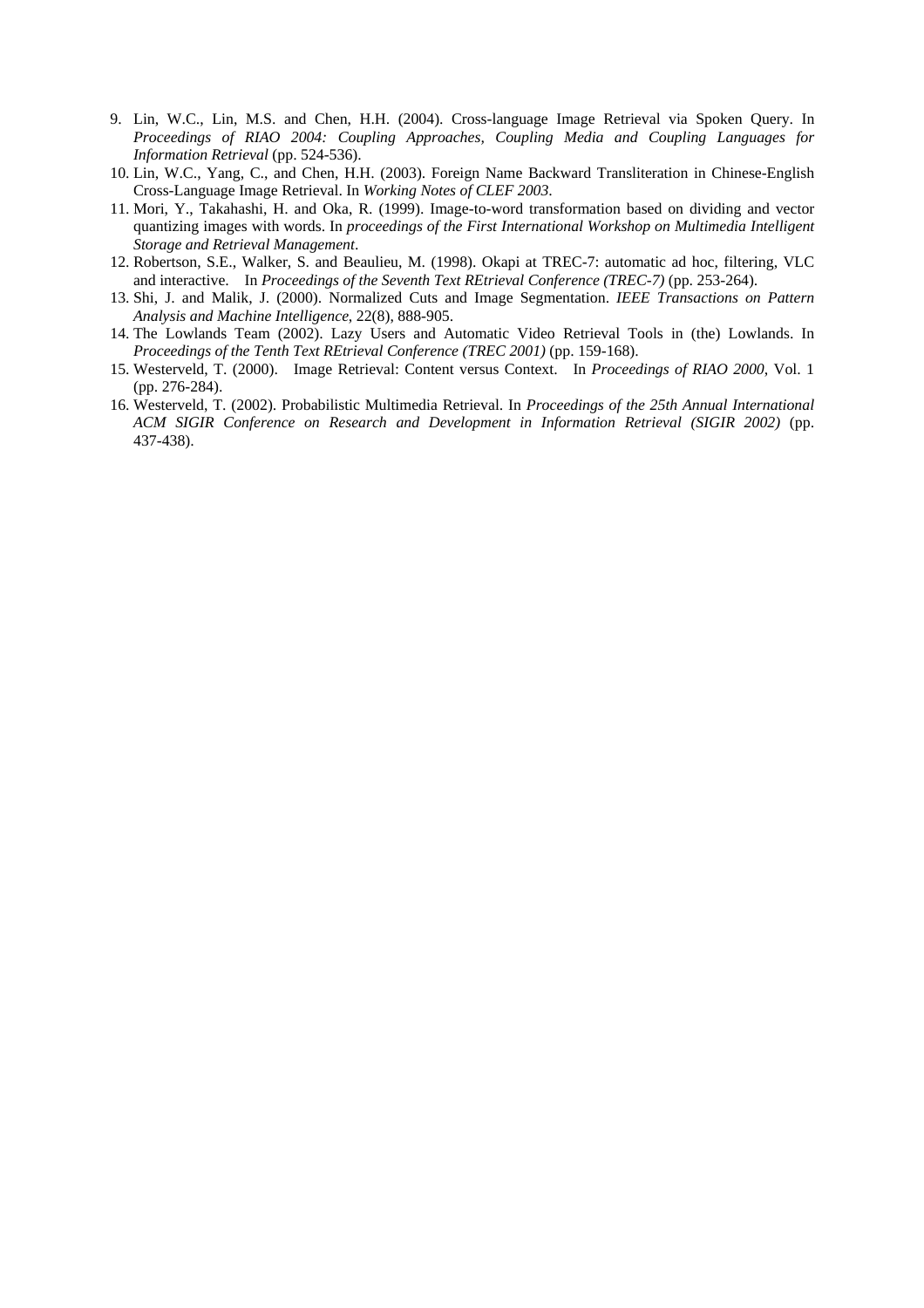9. Lin, W.C., Lin, M.S. and Chen, H.H. (2004). Cross-language Image Retrieval via Spoken Query. In *Proceedings of RIAO 2004: Coupling Approaches, Coupling Media and Coupling Languages for Information Retrieval* (pp. 524-536).
10. Lin, W.C., Yang, C., and Chen, H.H. (2003). Foreign Name Backward Transliteration in Chinese-English Cross-Language Image Retrieval. In *Working Notes of CLEF 2003*.
11. Mori, Y., Takahashi, H. and Oka, R. (1999). Image-to-word transformation based on dividing and vector quantizing images with words. In *proceedings of the First International Workshop on Multimedia Intelligent Storage and Retrieval Management*.
12. Robertson, S.E., Walker, S. and Beaulieu, M. (1998). Okapi at TREC-7: automatic ad hoc, filtering, VLC and interactive. In *Proceedings of the Seventh Text REtrieval Conference (TREC-7)* (pp. 253-264).
13. Shi, J. and Malik, J. (2000). Normalized Cuts and Image Segmentation. *IEEE Transactions on Pattern Analysis and Machine Intelligence*, 22(8), 888-905.
14. The Lowlands Team (2002). Lazy Users and Automatic Video Retrieval Tools in (the) Lowlands. In *Proceedings of the Tenth Text REtrieval Conference (TREC 2001)* (pp. 159-168).
15. Westerveld, T. (2000). Image Retrieval: Content versus Context. In *Proceedings of RIAO 2000*, Vol. 1 (pp. 276-284).
16. Westerveld, T. (2002). Probabilistic Multimedia Retrieval. In *Proceedings of the 25th Annual International ACM SIGIR Conference on Research and Development in Information Retrieval (SIGIR 2002)* (pp. 437-438).